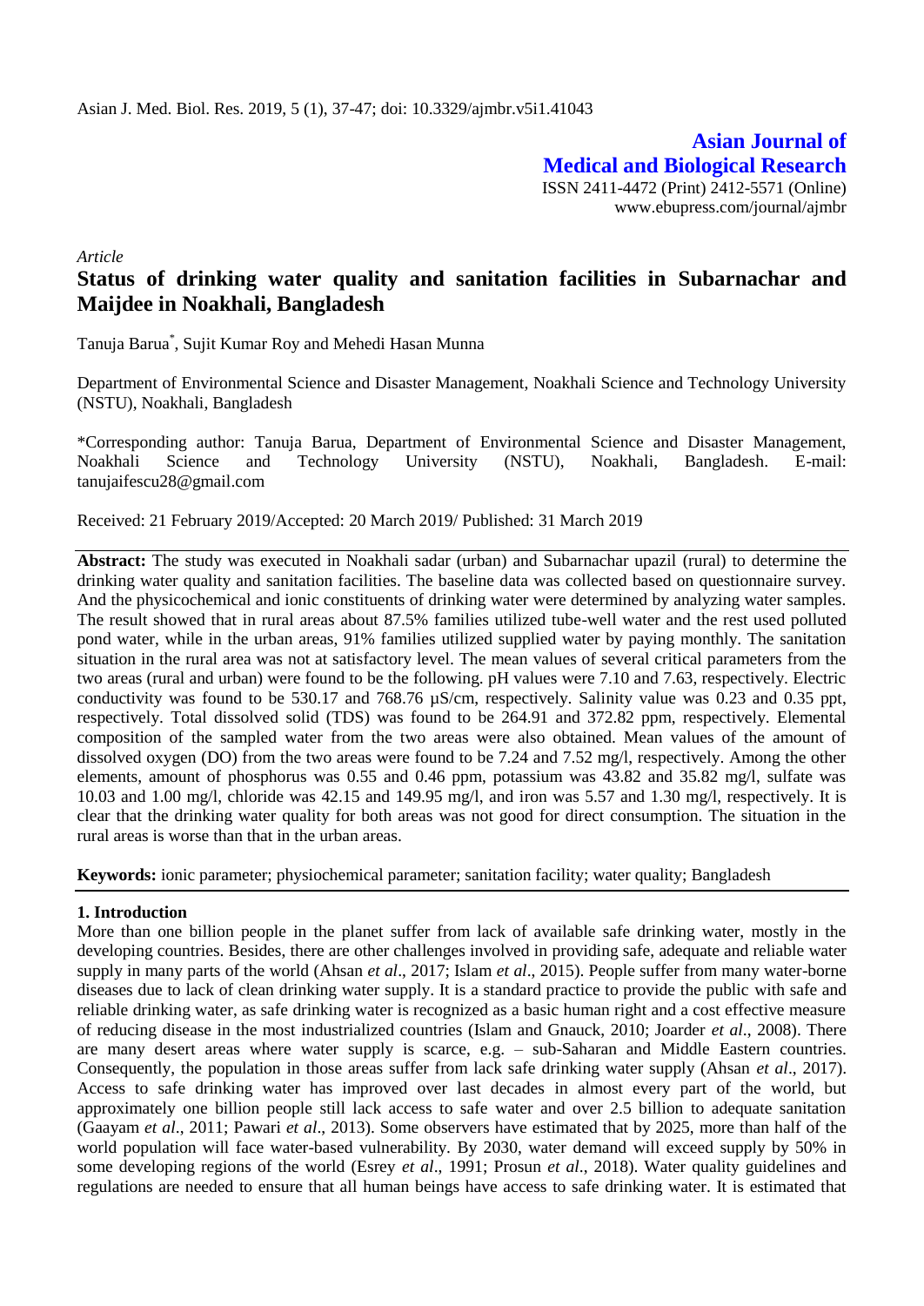**Asian Journal of Medical and Biological Research**

ISSN 2411-4472 (Print) 2412-5571 (Online)
www.ebupress.com/journal/ajmbr

*Article*

# Status of drinking water quality and sanitation facilities in Subarnachar and Maijdee in Noakhali, Bangladesh

Tanuja Barua*, Sujit Kumar Roy and Mehedi Hasan Munna

Department of Environmental Science and Disaster Management, Noakhali Science and Technology University (NSTU), Noakhali, Bangladesh

*Corresponding author: Tanuja Barua, Department of Environmental Science and Disaster Management, Noakhali Science and Technology University (NSTU), Noakhali, Bangladesh. E-mail: tanujaifescu28@gmail.com

Received: 21 February 2019/Accepted: 20 March 2019/ Published: 31 March 2019

**Abstract:** The study was executed in Noakhali sadar (urban) and Subarnachar upazil (rural) to determine the drinking water quality and sanitation facilities. The baseline data was collected based on questionnaire survey. And the physicochemical and ionic constituents of drinking water were determined by analyzing water samples. The result showed that in rural areas about 87.5% families utilized tube-well water and the rest used polluted pond water, while in the urban areas, 91% families utilized supplied water by paying monthly. The sanitation situation in the rural area was not at satisfactory level. The mean values of several critical parameters from the two areas (rural and urban) were found to be the following. pH values were 7.10 and 7.63, respectively. Electric conductivity was found to be 530.17 and 768.76 µS/cm, respectively. Salinity value was 0.23 and 0.35 ppt, respectively. Total dissolved solid (TDS) was found to be 264.91 and 372.82 ppm, respectively. Elemental composition of the sampled water from the two areas were also obtained. Mean values of the amount of dissolved oxygen (DO) from the two areas were found to be 7.24 and 7.52 mg/l, respectively. Among the other elements, amount of phosphorus was 0.55 and 0.46 ppm, potassium was 43.82 and 35.82 mg/l, sulfate was 10.03 and 1.00 mg/l, chloride was 42.15 and 149.95 mg/l, and iron was 5.57 and 1.30 mg/l, respectively. It is clear that the drinking water quality for both areas was not good for direct consumption. The situation in the rural areas is worse than that in the urban areas.

**Keywords:** ionic parameter; physiochemical parameter; sanitation facility; water quality; Bangladesh

## 1. Introduction

More than one billion people in the planet suffer from lack of available safe drinking water, mostly in the developing countries. Besides, there are other challenges involved in providing safe, adequate and reliable water supply in many parts of the world (Ahsan *et al*., 2017; Islam *et al*., 2015). People suffer from many water-borne diseases due to lack of clean drinking water supply. It is a standard practice to provide the public with safe and reliable drinking water, as safe drinking water is recognized as a basic human right and a cost effective measure of reducing disease in the most industrialized countries (Islam and Gnauck, 2010; Joarder *et al*., 2008). There are many desert areas where water supply is scarce, e.g. – sub-Saharan and Middle Eastern countries. Consequently, the population in those areas suffer from lack safe drinking water supply (Ahsan *et al*., 2017). Access to safe drinking water has improved over last decades in almost every part of the world, but approximately one billion people still lack access to safe water and over 2.5 billion to adequate sanitation (Gaayam *et al*., 2011; Pawari *et al*., 2013). Some observers have estimated that by 2025, more than half of the world population will face water-based vulnerability. By 2030, water demand will exceed supply by 50% in some developing regions of the world (Esrey *et al*., 1991; Prosun *et al*., 2018). Water quality guidelines and regulations are needed to ensure that all human beings have access to safe drinking water. It is estimated that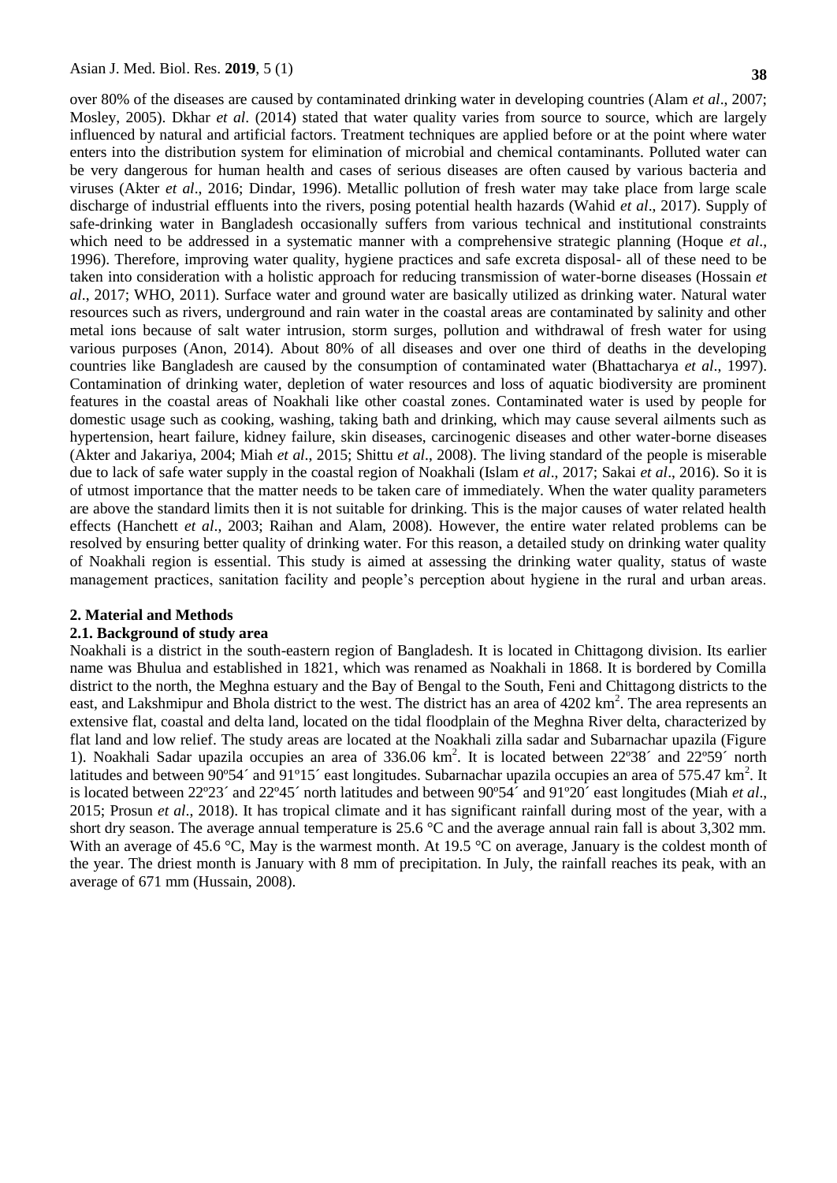over 80% of the diseases are caused by contaminated drinking water in developing countries (Alam *et al*., 2007; Mosley, 2005). Dkhar *et al*. (2014) stated that water quality varies from source to source, which are largely influenced by natural and artificial factors. Treatment techniques are applied before or at the point where water enters into the distribution system for elimination of microbial and chemical contaminants. Polluted water can be very dangerous for human health and cases of serious diseases are often caused by various bacteria and viruses (Akter *et al*., 2016; Dindar, 1996). Metallic pollution of fresh water may take place from large scale discharge of industrial effluents into the rivers, posing potential health hazards (Wahid *et al*., 2017). Supply of safe-drinking water in Bangladesh occasionally suffers from various technical and institutional constraints which need to be addressed in a systematic manner with a comprehensive strategic planning (Hoque *et al*., 1996). Therefore, improving water quality, hygiene practices and safe excreta disposal- all of these need to be taken into consideration with a holistic approach for reducing transmission of water-borne diseases (Hossain *et al*., 2017; WHO, 2011). Surface water and ground water are basically utilized as drinking water. Natural water resources such as rivers, underground and rain water in the coastal areas are contaminated by salinity and other metal ions because of salt water intrusion, storm surges, pollution and withdrawal of fresh water for using various purposes (Anon, 2014). About 80% of all diseases and over one third of deaths in the developing countries like Bangladesh are caused by the consumption of contaminated water (Bhattacharya *et al*., 1997). Contamination of drinking water, depletion of water resources and loss of aquatic biodiversity are prominent features in the coastal areas of Noakhali like other coastal zones. Contaminated water is used by people for domestic usage such as cooking, washing, taking bath and drinking, which may cause several ailments such as hypertension, heart failure, kidney failure, skin diseases, carcinogenic diseases and other water-borne diseases (Akter and Jakariya, 2004; Miah *et al*., 2015; Shittu *et al*., 2008). The living standard of the people is miserable due to lack of safe water supply in the coastal region of Noakhali (Islam *et al*., 2017; Sakai *et al*., 2016). So it is of utmost importance that the matter needs to be taken care of immediately. When the water quality parameters are above the standard limits then it is not suitable for drinking. This is the major causes of water related health effects (Hanchett *et al*., 2003; Raihan and Alam, 2008). However, the entire water related problems can be resolved by ensuring better quality of drinking water. For this reason, a detailed study on drinking water quality of Noakhali region is essential. This study is aimed at assessing the drinking water quality, status of waste management practices, sanitation facility and people's perception about hygiene in the rural and urban areas.

## 2. Material and Methods

### 2.1. Background of study area

Noakhali is a district in the south-eastern region of Bangladesh. It is located in Chittagong division. Its earlier name was Bhulua and established in 1821, which was renamed as Noakhali in 1868. It is bordered by Comilla district to the north, the Meghna estuary and the Bay of Bengal to the South, Feni and Chittagong districts to the east, and Lakshmipur and Bhola district to the west. The district has an area of 4202 $km^2$. The area represents an extensive flat, coastal and delta land, located on the tidal floodplain of the Meghna River delta, characterized by flat land and low relief. The study areas are located at the Noakhali zilla sadar and Subarnachar upazila (Figure 1). Noakhali Sadar upazila occupies an area of 336.06 $km^2$. It is located between 22º38´ and 22º59´ north latitudes and between 90º54´ and 91º15´ east longitudes. Subarnachar upazila occupies an area of 575.47 $km^2$. It is located between 22º23´ and 22º45´ north latitudes and between 90º54´ and 91º20´ east longitudes (Miah *et al*., 2015; Prosun *et al*., 2018). It has tropical climate and it has significant rainfall during most of the year, with a short dry season. The average annual temperature is 25.6 °C and the average annual rain fall is about 3,302 mm. With an average of 45.6 °C, May is the warmest month. At 19.5 °C on average, January is the coldest month of the year. The driest month is January with 8 mm of precipitation. In July, the rainfall reaches its peak, with an average of 671 mm (Hussain, 2008).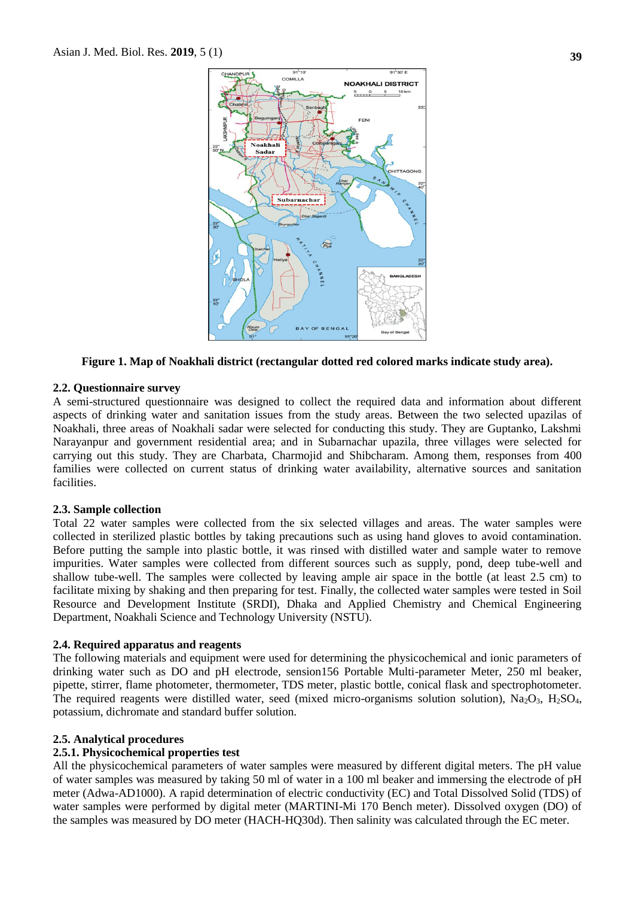Figure 1. Map of Noakhali district (rectangular dotted red colored marks indicate study area).

### 2.2. Questionnaire survey

A semi-structured questionnaire was designed to collect the required data and information about different aspects of drinking water and sanitation issues from the study areas. Between the two selected upazilas of Noakhali, three areas of Noakhali sadar were selected for conducting this study. They are Guptanko, Lakshmi Narayanpur and government residential area; and in Subarnachar upazila, three villages were selected for carrying out this study. They are Charbata, Charmojid and Shibcharam. Among them, responses from 400 families were collected on current status of drinking water availability, alternative sources and sanitation facilities.

### 2.3. Sample collection

Total 22 water samples were collected from the six selected villages and areas. The water samples were collected in sterilized plastic bottles by taking precautions such as using hand gloves to avoid contamination. Before putting the sample into plastic bottle, it was rinsed with distilled water and sample water to remove impurities. Water samples were collected from different sources such as supply, pond, deep tube-well and shallow tube-well. The samples were collected by leaving ample air space in the bottle (at least 2.5 cm) to facilitate mixing by shaking and then preparing for test. Finally, the collected water samples were tested in Soil Resource and Development Institute (SRDI), Dhaka and Applied Chemistry and Chemical Engineering Department, Noakhali Science and Technology University (NSTU).

### 2.4. Required apparatus and reagents

The following materials and equipment were used for determining the physicochemical and ionic parameters of drinking water such as DO and pH electrode, sension156 Portable Multi-parameter Meter, 250 ml beaker, pipette, stirrer, flame photometer, thermometer, TDS meter, plastic bottle, conical flask and spectrophotometer. The required reagents were distilled water, seed (mixed micro-organisms solution solution), $Na_2O_3$, $H_2SO_4$, potassium, dichromate and standard buffer solution.

### 2.5. Analytical procedures

#### 2.5.1. Physicochemical properties test

All the physicochemical parameters of water samples were measured by different digital meters. The pH value of water samples was measured by taking 50 ml of water in a 100 ml beaker and immersing the electrode of pH meter (Adwa-AD1000). A rapid determination of electric conductivity (EC) and Total Dissolved Solid (TDS) of water samples were performed by digital meter (MARTINI-Mi 170 Bench meter). Dissolved oxygen (DO) of the samples was measured by DO meter (HACH-HQ30d). Then salinity was calculated through the EC meter.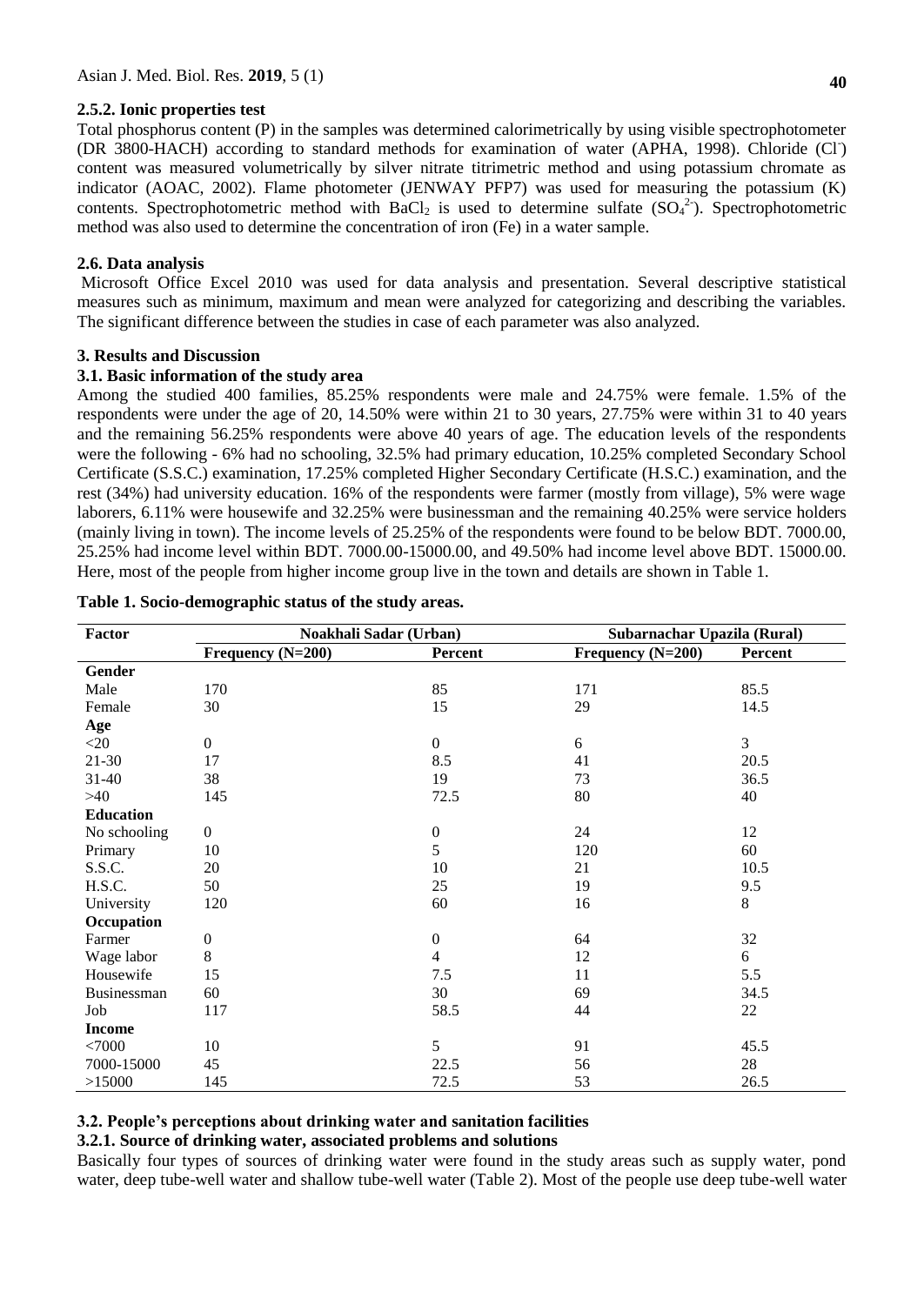#### 2.5.2. Ionic properties test

Total phosphorus content (P) in the samples was determined calorimetrically by using visible spectrophotometer (DR 3800-HACH) according to standard methods for examination of water (APHA, 1998). Chloride ($Cl^-$) content was measured volumetrically by silver nitrate titrimetric method and using potassium chromate as indicator (AOAC, 2002). Flame photometer (JENWAY PFP7) was used for measuring the potassium (K) contents. Spectrophotometric method with $BaCl_2$ is used to determine sulfate ($SO_4^{2-}$). Spectrophotometric method was also used to determine the concentration of iron (Fe) in a water sample.

### 2.6. Data analysis

Microsoft Office Excel 2010 was used for data analysis and presentation. Several descriptive statistical measures such as minimum, maximum and mean were analyzed for categorizing and describing the variables. The significant difference between the studies in case of each parameter was also analyzed.

## 3. Results and Discussion

### 3.1. Basic information of the study area

Among the studied 400 families, 85.25% respondents were male and 24.75% were female. 1.5% of the respondents were under the age of 20, 14.50% were within 21 to 30 years, 27.75% were within 31 to 40 years and the remaining 56.25% respondents were above 40 years of age. The education levels of the respondents were the following - 6% had no schooling, 32.5% had primary education, 10.25% completed Secondary School Certificate (S.S.C.) examination, 17.25% completed Higher Secondary Certificate (H.S.C.) examination, and the rest (34%) had university education. 16% of the respondents were farmer (mostly from village), 5% were wage laborers, 6.11% were housewife and 32.25% were businessman and the remaining 40.25% were service holders (mainly living in town). The income levels of 25.25% of the respondents were found to be below BDT. 7000.00, 25.25% had income level within BDT. 7000.00-15000.00, and 49.50% had income level above BDT. 15000.00. Here, most of the people from higher income group live in the town and details are shown in Table 1.

**Table 1. Socio-demographic status of the study areas.**

| Factor | Noakhali Sadar (Urban) | | Subarnachar Upazila (Rural) | |
|---|---|---|---|---|
| | Frequency (N=200) | Percent | Frequency (N=200) | Percent |
| **Gender** | | | | |
| Male | 170 | 85 | 171 | 85.5 |
| Female | 30 | 15 | 29 | 14.5 |
| **Age** | | | | |
| <20 | 0 | 0 | 6 | 3 |
| 21-30 | 17 | 8.5 | 41 | 20.5 |
| 31-40 | 38 | 19 | 73 | 36.5 |
| >40 | 145 | 72.5 | 80 | 40 |
| **Education** | | | | |
| No schooling | 0 | 0 | 24 | 12 |
| Primary | 10 | 5 | 120 | 60 |
| S.S.C. | 20 | 10 | 21 | 10.5 |
| H.S.C. | 50 | 25 | 19 | 9.5 |
| University | 120 | 60 | 16 | 8 |
| **Occupation** | | | | |
| Farmer | 0 | 0 | 64 | 32 |
| Wage labor | 8 | 4 | 12 | 6 |
| Housewife | 15 | 7.5 | 11 | 5.5 |
| Businessman | 60 | 30 | 69 | 34.5 |
| Job | 117 | 58.5 | 44 | 22 |
| **Income** | | | | |
| <7000 | 10 | 5 | 91 | 45.5 |
| 7000-15000 | 45 | 22.5 | 56 | 28 |
| >15000 | 145 | 72.5 | 53 | 26.5 |

### 3.2. People's perceptions about drinking water and sanitation facilities

#### 3.2.1. Source of drinking water, associated problems and solutions

Basically four types of sources of drinking water were found in the study areas such as supply water, pond water, deep tube-well water and shallow tube-well water (Table 2). Most of the people use deep tube-well water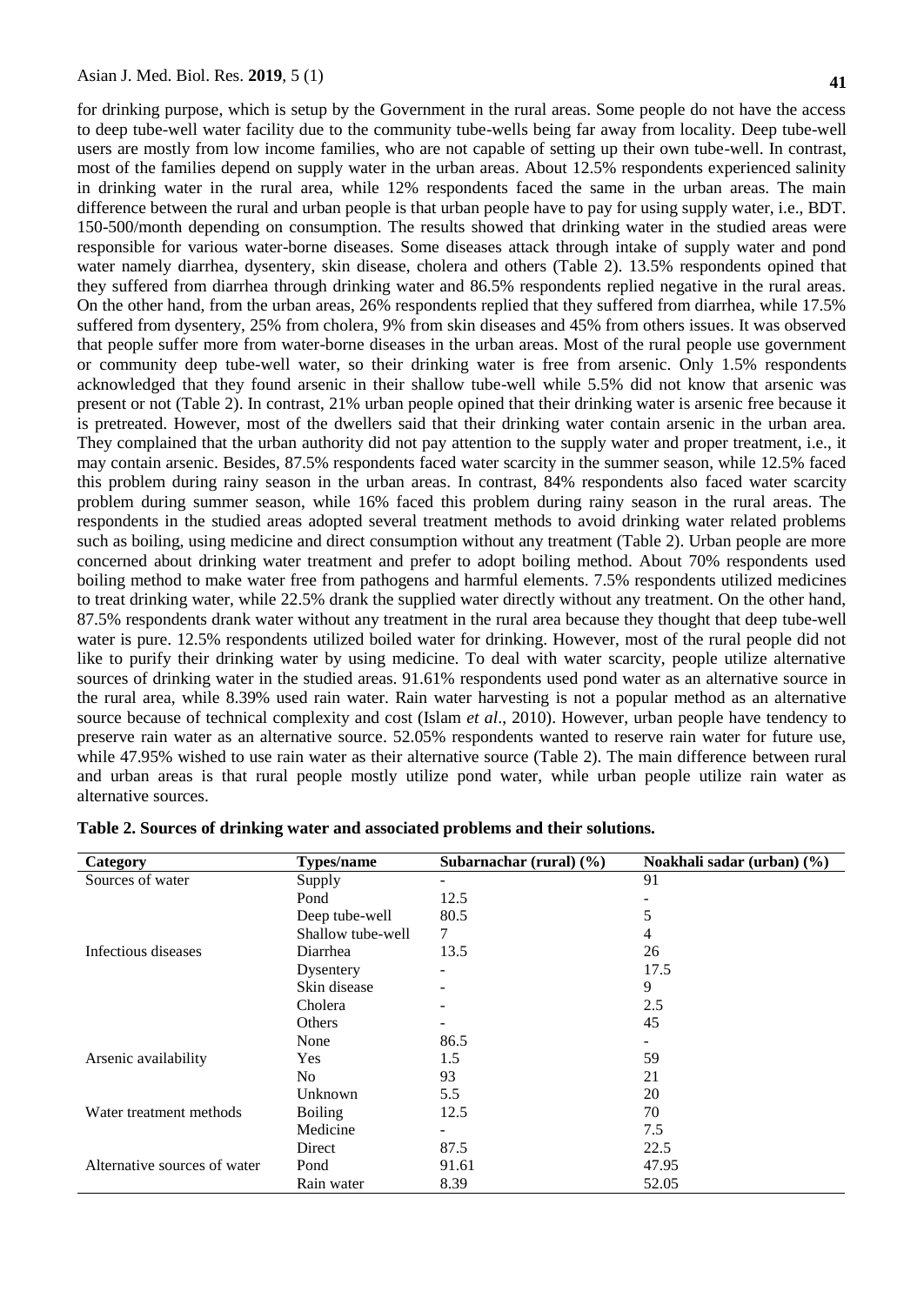for drinking purpose, which is setup by the Government in the rural areas. Some people do not have the access to deep tube-well water facility due to the community tube-wells being far away from locality. Deep tube-well users are mostly from low income families, who are not capable of setting up their own tube-well. In contrast, most of the families depend on supply water in the urban areas. About 12.5% respondents experienced salinity in drinking water in the rural area, while 12% respondents faced the same in the urban areas. The main difference between the rural and urban people is that urban people have to pay for using supply water, i.e., BDT. 150-500/month depending on consumption. The results showed that drinking water in the studied areas were responsible for various water-borne diseases. Some diseases attack through intake of supply water and pond water namely diarrhea, dysentery, skin disease, cholera and others (Table 2). 13.5% respondents opined that they suffered from diarrhea through drinking water and 86.5% respondents replied negative in the rural areas. On the other hand, from the urban areas, 26% respondents replied that they suffered from diarrhea, while 17.5% suffered from dysentery, 25% from cholera, 9% from skin diseases and 45% from others issues. It was observed that people suffer more from water-borne diseases in the urban areas. Most of the rural people use government or community deep tube-well water, so their drinking water is free from arsenic. Only 1.5% respondents acknowledged that they found arsenic in their shallow tube-well while 5.5% did not know that arsenic was present or not (Table 2). In contrast, 21% urban people opined that their drinking water is arsenic free because it is pretreated. However, most of the dwellers said that their drinking water contain arsenic in the urban area. They complained that the urban authority did not pay attention to the supply water and proper treatment, i.e., it may contain arsenic. Besides, 87.5% respondents faced water scarcity in the summer season, while 12.5% faced this problem during rainy season in the urban areas. In contrast, 84% respondents also faced water scarcity problem during summer season, while 16% faced this problem during rainy season in the rural areas. The respondents in the studied areas adopted several treatment methods to avoid drinking water related problems such as boiling, using medicine and direct consumption without any treatment (Table 2). Urban people are more concerned about drinking water treatment and prefer to adopt boiling method. About 70% respondents used boiling method to make water free from pathogens and harmful elements. 7.5% respondents utilized medicines to treat drinking water, while 22.5% drank the supplied water directly without any treatment. On the other hand, 87.5% respondents drank water without any treatment in the rural area because they thought that deep tube-well water is pure. 12.5% respondents utilized boiled water for drinking. However, most of the rural people did not like to purify their drinking water by using medicine. To deal with water scarcity, people utilize alternative sources of drinking water in the studied areas. 91.61% respondents used pond water as an alternative source in the rural area, while 8.39% used rain water. Rain water harvesting is not a popular method as an alternative source because of technical complexity and cost (Islam *et al*., 2010). However, urban people have tendency to preserve rain water as an alternative source. 52.05% respondents wanted to reserve rain water for future use, while 47.95% wished to use rain water as their alternative source (Table 2). The main difference between rural and urban areas is that rural people mostly utilize pond water, while urban people utilize rain water as alternative sources.

**Table 2. Sources of drinking water and associated problems and their solutions.**

| Category | Types/name | Subarnachar (rural) (%) | Noakhali sadar (urban) (%) |
|---|---|---|---|
| Sources of water | Supply | - | 91 |
| | Pond | 12.5 | - |
| | Deep tube-well | 80.5 | 5 |
| | Shallow tube-well | 7 | 4 |
| Infectious diseases | Diarrhea | 13.5 | 26 |
| | Dysentery | - | 17.5 |
| | Skin disease | - | 9 |
| | Cholera | - | 2.5 |
| | Others | - | 45 |
| | None | 86.5 | - |
| Arsenic availability | Yes | 1.5 | 59 |
| | No | 93 | 21 |
| | Unknown | 5.5 | 20 |
| Water treatment methods | Boiling | 12.5 | 70 |
| | Medicine | - | 7.5 |
| | Direct | 87.5 | 22.5 |
| Alternative sources of water | Pond | 91.61 | 47.95 |
| | Rain water | 8.39 | 52.05 |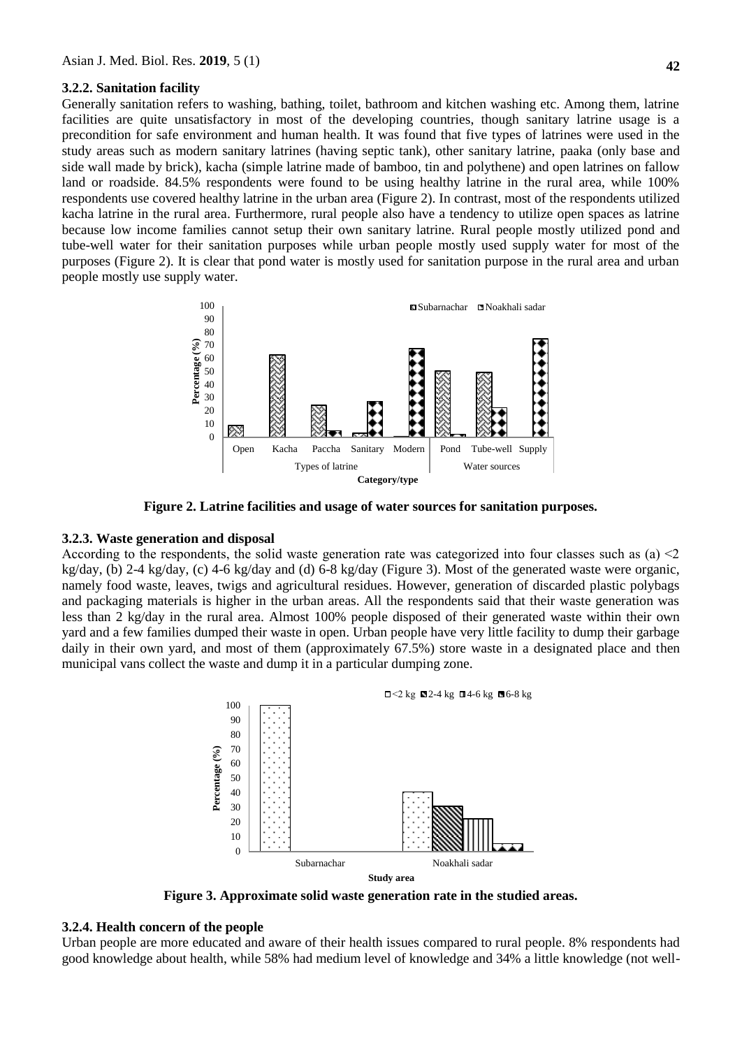### 3.2.2. Sanitation facility

Generally sanitation refers to washing, bathing, toilet, bathroom and kitchen washing etc. Among them, latrine facilities are quite unsatisfactory in most of the developing countries, though sanitary latrine usage is a precondition for safe environment and human health. It was found that five types of latrines were used in the study areas such as modern sanitary latrines (having septic tank), other sanitary latrine, paaka (only base and side wall made by brick), kacha (simple latrine made of bamboo, tin and polythene) and open latrines on fallow land or roadside. 84.5% respondents were found to be using healthy latrine in the rural area, while 100% respondents use covered healthy latrine in the urban area (Figure 2). In contrast, most of the respondents utilized kacha latrine in the rural area. Furthermore, rural people also have a tendency to utilize open spaces as latrine because low income families cannot setup their own sanitary latrine. Rural people mostly utilized pond and tube-well water for their sanitation purposes while urban people mostly used supply water for most of the purposes (Figure 2). It is clear that pond water is mostly used for sanitation purpose in the rural area and urban people mostly use supply water.

**Figure 2. Latrine facilities and usage of water sources for sanitation purposes.**

### 3.2.3. Waste generation and disposal

According to the respondents, the solid waste generation rate was categorized into four classes such as (a) <2 kg/day, (b) 2-4 kg/day, (c) 4-6 kg/day and (d) 6-8 kg/day (Figure 3). Most of the generated waste were organic, namely food waste, leaves, twigs and agricultural residues. However, generation of discarded plastic polybags and packaging materials is higher in the urban areas. All the respondents said that their waste generation was less than 2 kg/day in the rural area. Almost 100% people disposed of their generated waste within their own yard and a few families dumped their waste in open. Urban people have very little facility to dump their garbage daily in their own yard, and most of them (approximately 67.5%) store waste in a designated place and then municipal vans collect the waste and dump it in a particular dumping zone.

**Figure 3. Approximate solid waste generation rate in the studied areas.**

### 3.2.4. Health concern of the people

Urban people are more educated and aware of their health issues compared to rural people. 8% respondents had good knowledge about health, while 58% had medium level of knowledge and 34% a little knowledge (not well-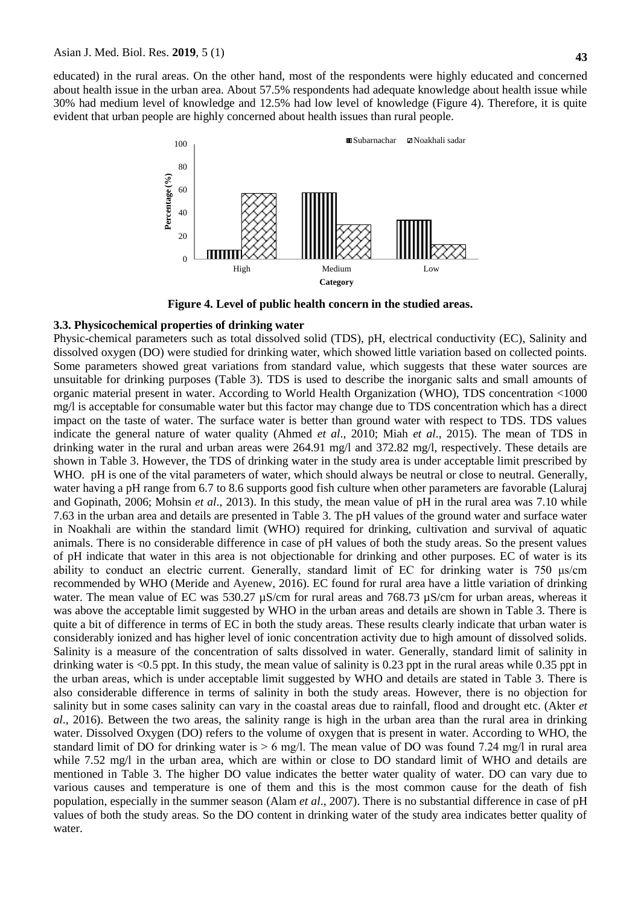educated) in the rural areas. On the other hand, most of the respondents were highly educated and concerned about health issue in the urban area. About 57.5% respondents had adequate knowledge about health issue while 30% had medium level of knowledge and 12.5% had low level of knowledge (Figure 4). Therefore, it is quite evident that urban people are highly concerned about health issues than rural people.

**Figure 4. Level of public health concern in the studied areas.**

### 3.3. Physicochemical properties of drinking water

Physic-chemical parameters such as total dissolved solid (TDS), pH, electrical conductivity (EC), Salinity and dissolved oxygen (DO) were studied for drinking water, which showed little variation based on collected points. Some parameters showed great variations from standard value, which suggests that these water sources are unsuitable for drinking purposes (Table 3). TDS is used to describe the inorganic salts and small amounts of organic material present in water. According to World Health Organization (WHO), TDS concentration <1000 mg/l is acceptable for consumable water but this factor may change due to TDS concentration which has a direct impact on the taste of water. The surface water is better than ground water with respect to TDS. TDS values indicate the general nature of water quality (Ahmed *et al*., 2010; Miah *et al*., 2015). The mean of TDS in drinking water in the rural and urban areas were 264.91 mg/l and 372.82 mg/l, respectively. These details are shown in Table 3. However, the TDS of drinking water in the study area is under acceptable limit prescribed by WHO. pH is one of the vital parameters of water, which should always be neutral or close to neutral. Generally, water having a pH range from 6.7 to 8.6 supports good fish culture when other parameters are favorable (Laluraj and Gopinath, 2006; Mohsin *et al*., 2013). In this study, the mean value of pH in the rural area was 7.10 while 7.63 in the urban area and details are presented in Table 3. The pH values of the ground water and surface water in Noakhali are within the standard limit (WHO) required for drinking, cultivation and survival of aquatic animals. There is no considerable difference in case of pH values of both the study areas. So the present values of pH indicate that water in this area is not objectionable for drinking and other purposes. EC of water is its ability to conduct an electric current. Generally, standard limit of EC for drinking water is 750 μs/cm recommended by WHO (Meride and Ayenew, 2016). EC found for rural area have a little variation of drinking water. The mean value of EC was 530.27 µS/cm for rural areas and 768.73 µS/cm for urban areas, whereas it was above the acceptable limit suggested by WHO in the urban areas and details are shown in Table 3. There is quite a bit of difference in terms of EC in both the study areas. These results clearly indicate that urban water is considerably ionized and has higher level of ionic concentration activity due to high amount of dissolved solids. Salinity is a measure of the concentration of salts dissolved in water. Generally, standard limit of salinity in drinking water is <0.5 ppt. In this study, the mean value of salinity is 0.23 ppt in the rural areas while 0.35 ppt in the urban areas, which is under acceptable limit suggested by WHO and details are stated in Table 3. There is also considerable difference in terms of salinity in both the study areas. However, there is no objection for salinity but in some cases salinity can vary in the coastal areas due to rainfall, flood and drought etc. (Akter *et al*., 2016). Between the two areas, the salinity range is high in the urban area than the rural area in drinking water. Dissolved Oxygen (DO) refers to the volume of oxygen that is present in water. According to WHO, the standard limit of DO for drinking water is > 6 mg/l. The mean value of DO was found 7.24 mg/l in rural area while 7.52 mg/l in the urban area, which are within or close to DO standard limit of WHO and details are mentioned in Table 3. The higher DO value indicates the better water quality of water. DO can vary due to various causes and temperature is one of them and this is the most common cause for the death of fish population, especially in the summer season (Alam *et al*., 2007). There is no substantial difference in case of pH values of both the study areas. So the DO content in drinking water of the study area indicates better quality of water.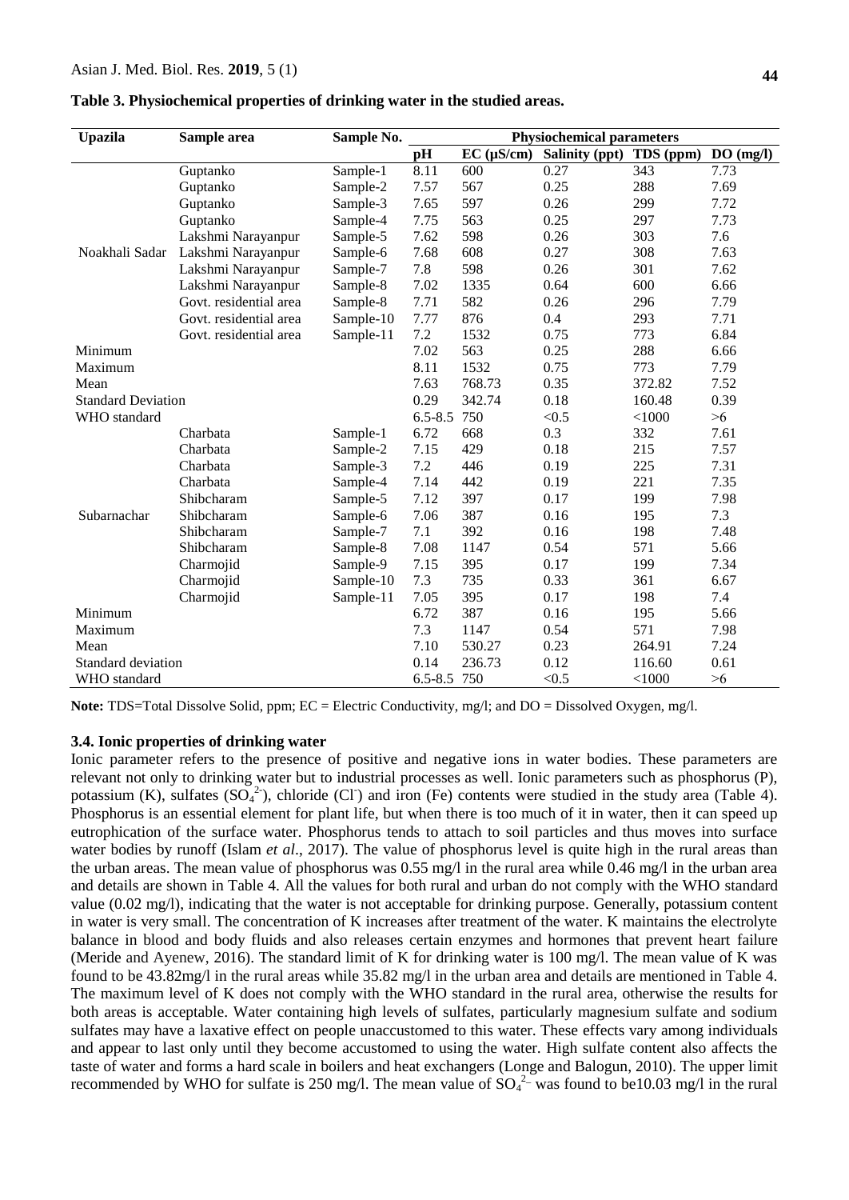**Table 3. Physiochemical properties of drinking water in the studied areas.**

| Upazila | Sample area | Sample No. | Physiochemical parameters | | | | |
|---|---|---|---|---|---|---|---|
| | | | pH | EC (µS/cm) | Salinity (ppt) | TDS (ppm) | DO (mg/l) |
| Noakhali Sadar | Guptanko | Sample-1 | 8.11 | 600 | 0.27 | 343 | 7.73 |
| | Guptanko | Sample-2 | 7.57 | 567 | 0.25 | 288 | 7.69 |
| | Guptanko | Sample-3 | 7.65 | 597 | 0.26 | 299 | 7.72 |
| | Guptanko | Sample-4 | 7.75 | 563 | 0.25 | 297 | 7.73 |
| | Lakshmi Narayanpur | Sample-5 | 7.62 | 598 | 0.26 | 303 | 7.6 |
| | Lakshmi Narayanpur | Sample-6 | 7.68 | 608 | 0.27 | 308 | 7.63 |
| | Lakshmi Narayanpur | Sample-7 | 7.8 | 598 | 0.26 | 301 | 7.62 |
| | Lakshmi Narayanpur | Sample-8 | 7.02 | 1335 | 0.64 | 600 | 6.66 |
| | Govt. residential area | Sample-8 | 7.71 | 582 | 0.26 | 296 | 7.79 |
| | Govt. residential area | Sample-10 | 7.77 | 876 | 0.4 | 293 | 7.71 |
| | Govt. residential area | Sample-11 | 7.2 | 1532 | 0.75 | 773 | 6.84 |
| Minimum | | | 7.02 | 563 | 0.25 | 288 | 6.66 |
| Maximum | | | 8.11 | 1532 | 0.75 | 773 | 7.79 |
| Mean | | | 7.63 | 768.73 | 0.35 | 372.82 | 7.52 |
| Standard Deviation | | | 0.29 | 342.74 | 0.18 | 160.48 | 0.39 |
| WHO standard | | | 6.5-8.5 | 750 | <0.5 | <1000 | >6 |
| Subarnachar | Charbata | Sample-1 | 6.72 | 668 | 0.3 | 332 | 7.61 |
| | Charbata | Sample-2 | 7.15 | 429 | 0.18 | 215 | 7.57 |
| | Charbata | Sample-3 | 7.2 | 446 | 0.19 | 225 | 7.31 |
| | Charbata | Sample-4 | 7.14 | 442 | 0.19 | 221 | 7.35 |
| | Shibcharam | Sample-5 | 7.12 | 397 | 0.17 | 199 | 7.98 |
| | Shibcharam | Sample-6 | 7.06 | 387 | 0.16 | 195 | 7.3 |
| | Shibcharam | Sample-7 | 7.1 | 392 | 0.16 | 198 | 7.48 |
| | Shibcharam | Sample-8 | 7.08 | 1147 | 0.54 | 571 | 5.66 |
| | Charmojid | Sample-9 | 7.15 | 395 | 0.17 | 199 | 7.34 |
| | Charmojid | Sample-10 | 7.3 | 735 | 0.33 | 361 | 6.67 |
| | Charmojid | Sample-11 | 7.05 | 395 | 0.17 | 198 | 7.4 |
| Minimum | | | 6.72 | 387 | 0.16 | 195 | 5.66 |
| Maximum | | | 7.3 | 1147 | 0.54 | 571 | 7.98 |
| Mean | | | 7.10 | 530.27 | 0.23 | 264.91 | 7.24 |
| Standard deviation | | | 0.14 | 236.73 | 0.12 | 116.60 | 0.61 |
| WHO standard | | | 6.5-8.5 | 750 | <0.5 | <1000 | >6 |

**Note:** TDS=Total Dissolve Solid, ppm; EC = Electric Conductivity, mg/l; and DO = Dissolved Oxygen, mg/l.

### 3.4. Ionic properties of drinking water

Ionic parameter refers to the presence of positive and negative ions in water bodies. These parameters are relevant not only to drinking water but to industrial processes as well. Ionic parameters such as phosphorus (P), potassium (K), sulfates ($SO_4^{2-}$), chloride ($Cl^-$) and iron (Fe) contents were studied in the study area (Table 4). Phosphorus is an essential element for plant life, but when there is too much of it in water, then it can speed up eutrophication of the surface water. Phosphorus tends to attach to soil particles and thus moves into surface water bodies by runoff (Islam *et al*., 2017). The value of phosphorus level is quite high in the rural areas than the urban areas. The mean value of phosphorus was 0.55 mg/l in the rural area while 0.46 mg/l in the urban area and details are shown in Table 4. All the values for both rural and urban do not comply with the WHO standard value (0.02 mg/l), indicating that the water is not acceptable for drinking purpose. Generally, potassium content in water is very small. The concentration of K increases after treatment of the water. K maintains the electrolyte balance in blood and body fluids and also releases certain enzymes and hormones that prevent heart failure (Meride and Ayenew, 2016). The standard limit of K for drinking water is 100 mg/l. The mean value of K was found to be 43.82mg/l in the rural areas while 35.82 mg/l in the urban area and details are mentioned in Table 4. The maximum level of K does not comply with the WHO standard in the rural area, otherwise the results for both areas is acceptable. Water containing high levels of sulfates, particularly magnesium sulfate and sodium sulfates may have a laxative effect on people unaccustomed to this water. These effects vary among individuals and appear to last only until they become accustomed to using the water. High sulfate content also affects the taste of water and forms a hard scale in boilers and heat exchangers (Longe and Balogun, 2010). The upper limit recommended by WHO for sulfate is 250 mg/l. The mean value of $SO_4^{2-}$ was found to be10.03 mg/l in the rural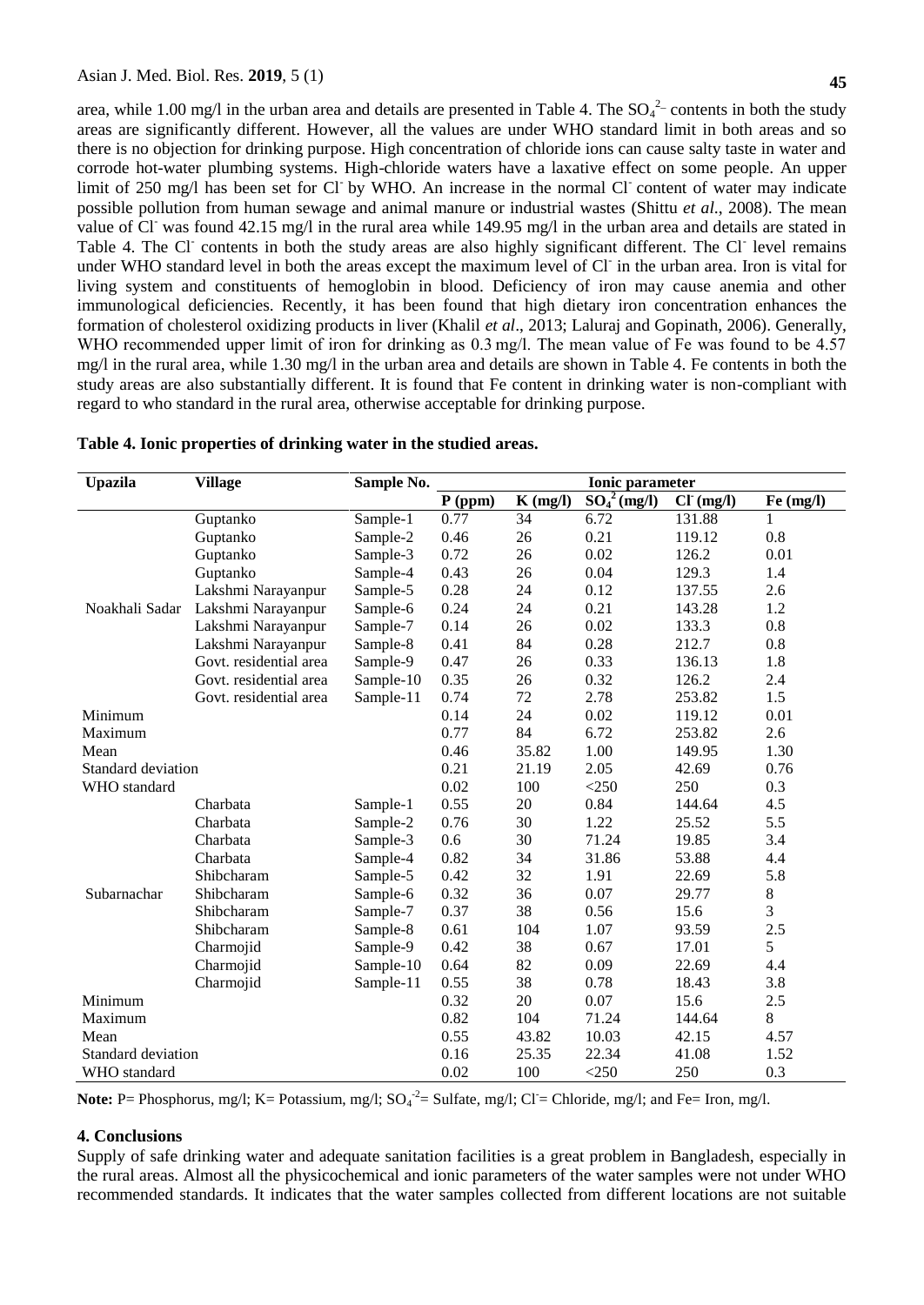area, while 1.00 mg/l in the urban area and details are presented in Table 4. The $SO_4^{2-}$ contents in both the study areas are significantly different. However, all the values are under WHO standard limit in both areas and so there is no objection for drinking purpose. High concentration of chloride ions can cause salty taste in water and corrode hot-water plumbing systems. High-chloride waters have a laxative effect on some people. An upper limit of 250 mg/l has been set for $Cl^-$ by WHO. An increase in the normal $Cl^-$ content of water may indicate possible pollution from human sewage and animal manure or industrial wastes (Shittu *et al*., 2008). The mean value of $Cl^-$ was found 42.15 mg/l in the rural area while 149.95 mg/l in the urban area and details are stated in Table 4. The $Cl^-$ contents in both the study areas are also highly significant different. The $Cl^-$ level remains under WHO standard level in both the areas except the maximum level of $Cl^-$ in the urban area. Iron is vital for living system and constituents of hemoglobin in blood. Deficiency of iron may cause anemia and other immunological deficiencies. Recently, it has been found that high dietary iron concentration enhances the formation of cholesterol oxidizing products in liver (Khalil *et al*., 2013; Laluraj and Gopinath, 2006). Generally, WHO recommended upper limit of iron for drinking as 0.3 mg/l. The mean value of Fe was found to be 4.57 mg/l in the rural area, while 1.30 mg/l in the urban area and details are shown in Table 4. Fe contents in both the study areas are also substantially different. It is found that Fe content in drinking water is non-compliant with regard to who standard in the rural area, otherwise acceptable for drinking purpose.

**Table 4. Ionic properties of drinking water in the studied areas.**

| Upazila | Village | Sample No. | Ionic parameter | | | | |
|---|---|---|---|---|---|---|---|
| | | | P (ppm) | K (mg/l) | $SO_4^{2}$ (mg/l) | $Cl^-$ (mg/l) | Fe (mg/l) |
| Noakhali Sadar | Guptanko | Sample-1 | 0.77 | 34 | 6.72 | 131.88 | 1 |
| | Guptanko | Sample-2 | 0.46 | 26 | 0.21 | 119.12 | 0.8 |
| | Guptanko | Sample-3 | 0.72 | 26 | 0.02 | 126.2 | 0.01 |
| | Guptanko | Sample-4 | 0.43 | 26 | 0.04 | 129.3 | 1.4 |
| | Lakshmi Narayanpur | Sample-5 | 0.28 | 24 | 0.12 | 137.55 | 2.6 |
| | Lakshmi Narayanpur | Sample-6 | 0.24 | 24 | 0.21 | 143.28 | 1.2 |
| | Lakshmi Narayanpur | Sample-7 | 0.14 | 26 | 0.02 | 133.3 | 0.8 |
| | Lakshmi Narayanpur | Sample-8 | 0.41 | 84 | 0.28 | 212.7 | 0.8 |
| | Govt. residential area | Sample-9 | 0.47 | 26 | 0.33 | 136.13 | 1.8 |
| | Govt. residential area | Sample-10 | 0.35 | 26 | 0.32 | 126.2 | 2.4 |
| | Govt. residential area | Sample-11 | 0.74 | 72 | 2.78 | 253.82 | 1.5 |
| Minimum | | | 0.14 | 24 | 0.02 | 119.12 | 0.01 |
| Maximum | | | 0.77 | 84 | 6.72 | 253.82 | 2.6 |
| Mean | | | 0.46 | 35.82 | 1.00 | 149.95 | 1.30 |
| Standard deviation | | | 0.21 | 21.19 | 2.05 | 42.69 | 0.76 |
| WHO standard | | | 0.02 | 100 | <250 | 250 | 0.3 |
| Subarnachar | Charbata | Sample-1 | 0.55 | 20 | 0.84 | 144.64 | 4.5 |
| | Charbata | Sample-2 | 0.76 | 30 | 1.22 | 25.52 | 5.5 |
| | Charbata | Sample-3 | 0.6 | 30 | 71.24 | 19.85 | 3.4 |
| | Charbata | Sample-4 | 0.82 | 34 | 31.86 | 53.88 | 4.4 |
| | Shibcharam | Sample-5 | 0.42 | 32 | 1.91 | 22.69 | 5.8 |
| | Shibcharam | Sample-6 | 0.32 | 36 | 0.07 | 29.77 | 8 |
| | Shibcharam | Sample-7 | 0.37 | 38 | 0.56 | 15.6 | 3 |
| | Shibcharam | Sample-8 | 0.61 | 104 | 1.07 | 93.59 | 2.5 |
| | Charmojid | Sample-9 | 0.42 | 38 | 0.67 | 17.01 | 5 |
| | Charmojid | Sample-10 | 0.64 | 82 | 0.09 | 22.69 | 4.4 |
| | Charmojid | Sample-11 | 0.55 | 38 | 0.78 | 18.43 | 3.8 |
| Minimum | | | 0.32 | 20 | 0.07 | 15.6 | 2.5 |
| Maximum | | | 0.82 | 104 | 71.24 | 144.64 | 8 |
| Mean | | | 0.55 | 43.82 | 10.03 | 42.15 | 4.57 |
| Standard deviation | | | 0.16 | 25.35 | 22.34 | 41.08 | 1.52 |
| WHO standard | | | 0.02 | 100 | <250 | 250 | 0.3 |

**Note:** P= Phosphorus, mg/l; K= Potassium, mg/l; $SO_4^{-2}$= Sulfate, mg/l; $Cl^-$= Chloride, mg/l; and Fe= Iron, mg/l.

## 4. Conclusions

Supply of safe drinking water and adequate sanitation facilities is a great problem in Bangladesh, especially in the rural areas. Almost all the physicochemical and ionic parameters of the water samples were not under WHO recommended standards. It indicates that the water samples collected from different locations are not suitable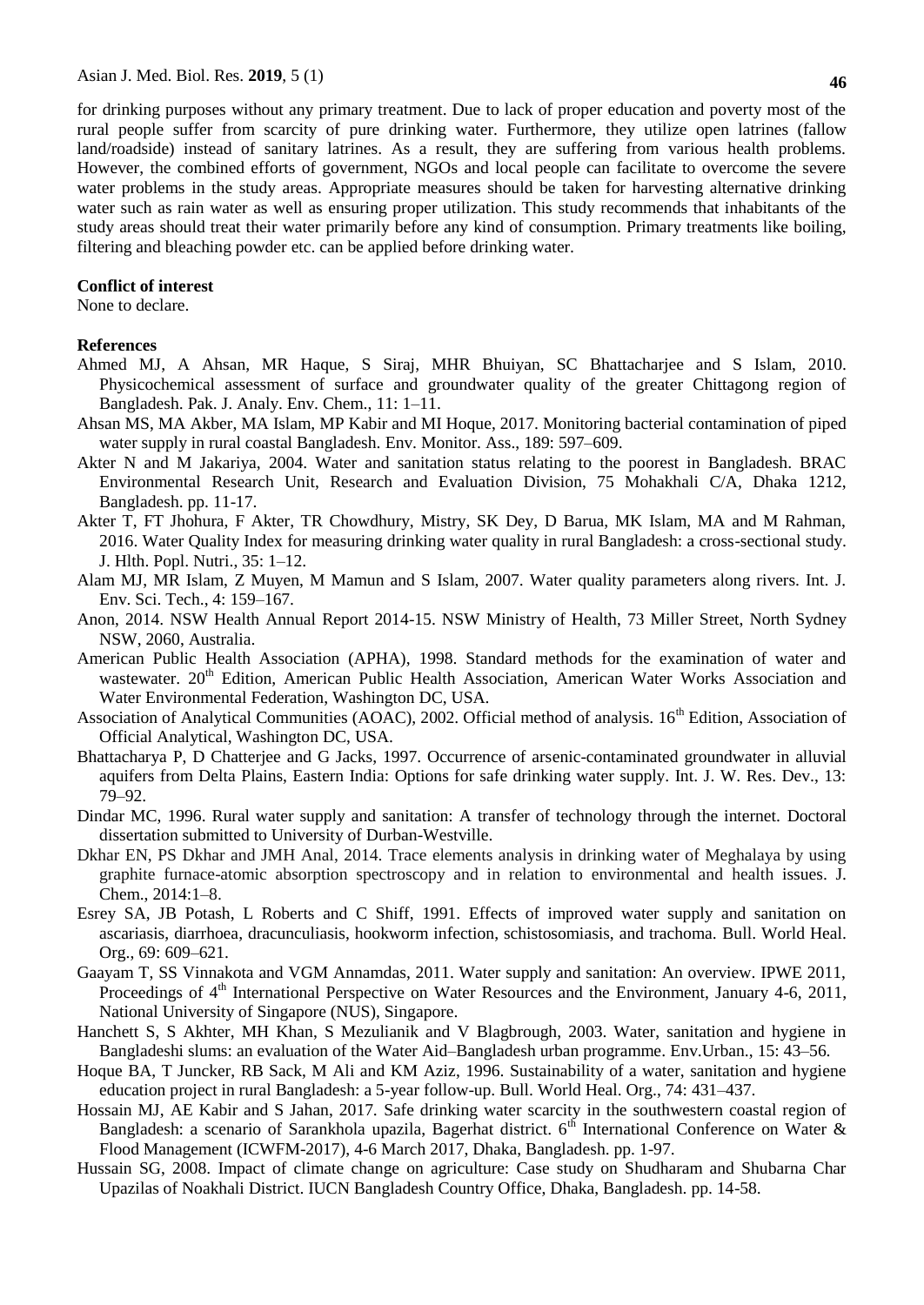for drinking purposes without any primary treatment. Due to lack of proper education and poverty most of the rural people suffer from scarcity of pure drinking water. Furthermore, they utilize open latrines (fallow land/roadside) instead of sanitary latrines. As a result, they are suffering from various health problems. However, the combined efforts of government, NGOs and local people can facilitate to overcome the severe water problems in the study areas. Appropriate measures should be taken for harvesting alternative drinking water such as rain water as well as ensuring proper utilization. This study recommends that inhabitants of the study areas should treat their water primarily before any kind of consumption. Primary treatments like boiling, filtering and bleaching powder etc. can be applied before drinking water.

**Conflict of interest**

None to declare.

**References**

Ahmed MJ, A Ahsan, MR Haque, S Siraj, MHR Bhuiyan, SC Bhattacharjee and S Islam, 2010. Physicochemical assessment of surface and groundwater quality of the greater Chittagong region of Bangladesh. Pak. J. Analy. Env. Chem., 11: 1–11.

Ahsan MS, MA Akber, MA Islam, MP Kabir and MI Hoque, 2017. Monitoring bacterial contamination of piped water supply in rural coastal Bangladesh. Env. Monitor. Ass., 189: 597–609.

Akter N and M Jakariya, 2004. Water and sanitation status relating to the poorest in Bangladesh. BRAC Environmental Research Unit, Research and Evaluation Division, 75 Mohakhali C/A, Dhaka 1212, Bangladesh. pp. 11-17.

Akter T, FT Jhohura, F Akter, TR Chowdhury, Mistry, SK Dey, D Barua, MK Islam, MA and M Rahman, 2016. Water Quality Index for measuring drinking water quality in rural Bangladesh: a cross-sectional study. J. Hlth. Popl. Nutri., 35: 1–12.

Alam MJ, MR Islam, Z Muyen, M Mamun and S Islam, 2007. Water quality parameters along rivers. Int. J. Env. Sci. Tech., 4: 159–167.

Anon, 2014. NSW Health Annual Report 2014-15. NSW Ministry of Health, 73 Miller Street, North Sydney NSW, 2060, Australia.

American Public Health Association (APHA), 1998. Standard methods for the examination of water and wastewater. 20th Edition, American Public Health Association, American Water Works Association and Water Environmental Federation, Washington DC, USA.

Association of Analytical Communities (AOAC), 2002. Official method of analysis. 16th Edition, Association of Official Analytical, Washington DC, USA.

Bhattacharya P, D Chatterjee and G Jacks, 1997. Occurrence of arsenic-contaminated groundwater in alluvial aquifers from Delta Plains, Eastern India: Options for safe drinking water supply. Int. J. W. Res. Dev., 13: 79–92.

Dindar MC, 1996. Rural water supply and sanitation: A transfer of technology through the internet. Doctoral dissertation submitted to University of Durban-Westville.

Dkhar EN, PS Dkhar and JMH Anal, 2014. Trace elements analysis in drinking water of Meghalaya by using graphite furnace-atomic absorption spectroscopy and in relation to environmental and health issues. J. Chem., 2014:1–8.

Esrey SA, JB Potash, L Roberts and C Shiff, 1991. Effects of improved water supply and sanitation on ascariasis, diarrhoea, dracunculiasis, hookworm infection, schistosomiasis, and trachoma. Bull. World Heal. Org., 69: 609–621.

Gaayam T, SS Vinnakota and VGM Annamdas, 2011. Water supply and sanitation: An overview. IPWE 2011, Proceedings of 4th International Perspective on Water Resources and the Environment, January 4-6, 2011, National University of Singapore (NUS), Singapore.

Hanchett S, S Akhter, MH Khan, S Mezulianik and V Blagbrough, 2003. Water, sanitation and hygiene in Bangladeshi slums: an evaluation of the Water Aid–Bangladesh urban programme. Env.Urban., 15: 43–56.

Hoque BA, T Juncker, RB Sack, M Ali and KM Aziz, 1996. Sustainability of a water, sanitation and hygiene education project in rural Bangladesh: a 5-year follow-up. Bull. World Heal. Org., 74: 431–437.

Hossain MJ, AE Kabir and S Jahan, 2017. Safe drinking water scarcity in the southwestern coastal region of Bangladesh: a scenario of Sarankhola upazila, Bagerhat district. 6th International Conference on Water & Flood Management (ICWFM-2017), 4-6 March 2017, Dhaka, Bangladesh. pp. 1-97.

Hussain SG, 2008. Impact of climate change on agriculture: Case study on Shudharam and Shubarna Char Upazilas of Noakhali District. IUCN Bangladesh Country Office, Dhaka, Bangladesh. pp. 14-58.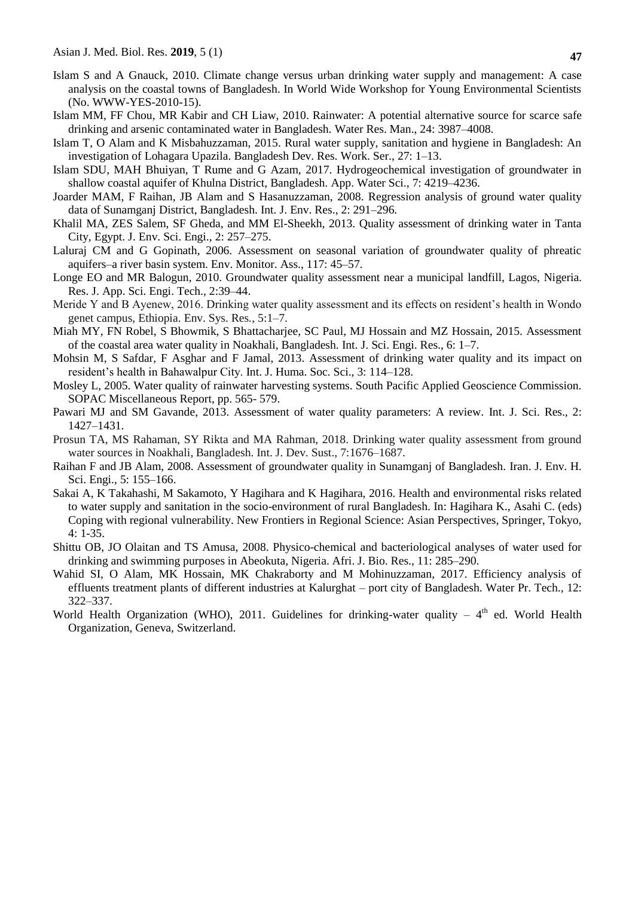Islam S and A Gnauck, 2010. Climate change versus urban drinking water supply and management: A case analysis on the coastal towns of Bangladesh. In World Wide Workshop for Young Environmental Scientists (No. WWW-YES-2010-15).

Islam MM, FF Chou, MR Kabir and CH Liaw, 2010. Rainwater: A potential alternative source for scarce safe drinking and arsenic contaminated water in Bangladesh. Water Res. Man., 24: 3987–4008.

Islam T, O Alam and K Misbahuzzaman, 2015. Rural water supply, sanitation and hygiene in Bangladesh: An investigation of Lohagara Upazila. Bangladesh Dev. Res. Work. Ser., 27: 1–13.

Islam SDU, MAH Bhuiyan, T Rume and G Azam, 2017. Hydrogeochemical investigation of groundwater in shallow coastal aquifer of Khulna District, Bangladesh. App. Water Sci., 7: 4219–4236.

Joarder MAM, F Raihan, JB Alam and S Hasanuzzaman, 2008. Regression analysis of ground water quality data of Sunamganj District, Bangladesh. Int. J. Env. Res., 2: 291–296.

Khalil MA, ZES Salem, SF Gheda, and MM El-Sheekh, 2013. Quality assessment of drinking water in Tanta City, Egypt. J. Env. Sci. Engi., 2: 257–275.

Laluraj CM and G Gopinath, 2006. Assessment on seasonal variation of groundwater quality of phreatic aquifers–a river basin system. Env. Monitor. Ass., 117: 45–57.

Longe EO and MR Balogun, 2010. Groundwater quality assessment near a municipal landfill, Lagos, Nigeria. Res. J. App. Sci. Engi. Tech., 2:39–44.

Meride Y and B Ayenew, 2016. Drinking water quality assessment and its effects on resident's health in Wondo genet campus, Ethiopia. Env. Sys. Res., 5:1–7.

Miah MY, FN Robel, S Bhowmik, S Bhattacharjee, SC Paul, MJ Hossain and MZ Hossain, 2015. Assessment of the coastal area water quality in Noakhali, Bangladesh. Int. J. Sci. Engi. Res., 6: 1–7.

Mohsin M, S Safdar, F Asghar and F Jamal, 2013. Assessment of drinking water quality and its impact on resident's health in Bahawalpur City. Int. J. Huma. Soc. Sci., 3: 114–128.

Mosley L, 2005. Water quality of rainwater harvesting systems. South Pacific Applied Geoscience Commission. SOPAC Miscellaneous Report, pp. 565- 579.

Pawari MJ and SM Gavande, 2013. Assessment of water quality parameters: A review. Int. J. Sci. Res., 2: 1427–1431.

Prosun TA, MS Rahaman, SY Rikta and MA Rahman, 2018. Drinking water quality assessment from ground water sources in Noakhali, Bangladesh. Int. J. Dev. Sust., 7:1676–1687.

Raihan F and JB Alam, 2008. Assessment of groundwater quality in Sunamganj of Bangladesh. Iran. J. Env. H. Sci. Engi., 5: 155–166.

Sakai A, K Takahashi, M Sakamoto, Y Hagihara and K Hagihara, 2016. Health and environmental risks related to water supply and sanitation in the socio-environment of rural Bangladesh. In: Hagihara K., Asahi C. (eds) Coping with regional vulnerability. New Frontiers in Regional Science: Asian Perspectives, Springer, Tokyo, 4: 1-35.

Shittu OB, JO Olaitan and TS Amusa, 2008. Physico-chemical and bacteriological analyses of water used for drinking and swimming purposes in Abeokuta, Nigeria. Afri. J. Bio. Res., 11: 285–290.

Wahid SI, O Alam, MK Hossain, MK Chakraborty and M Mohinuzzaman, 2017. Efficiency analysis of effluents treatment plants of different industries at Kalurghat – port city of Bangladesh. Water Pr. Tech., 12: 322–337.

World Health Organization (WHO), 2011. Guidelines for drinking-water quality – 4$^{th}$ ed. World Health Organization, Geneva, Switzerland.